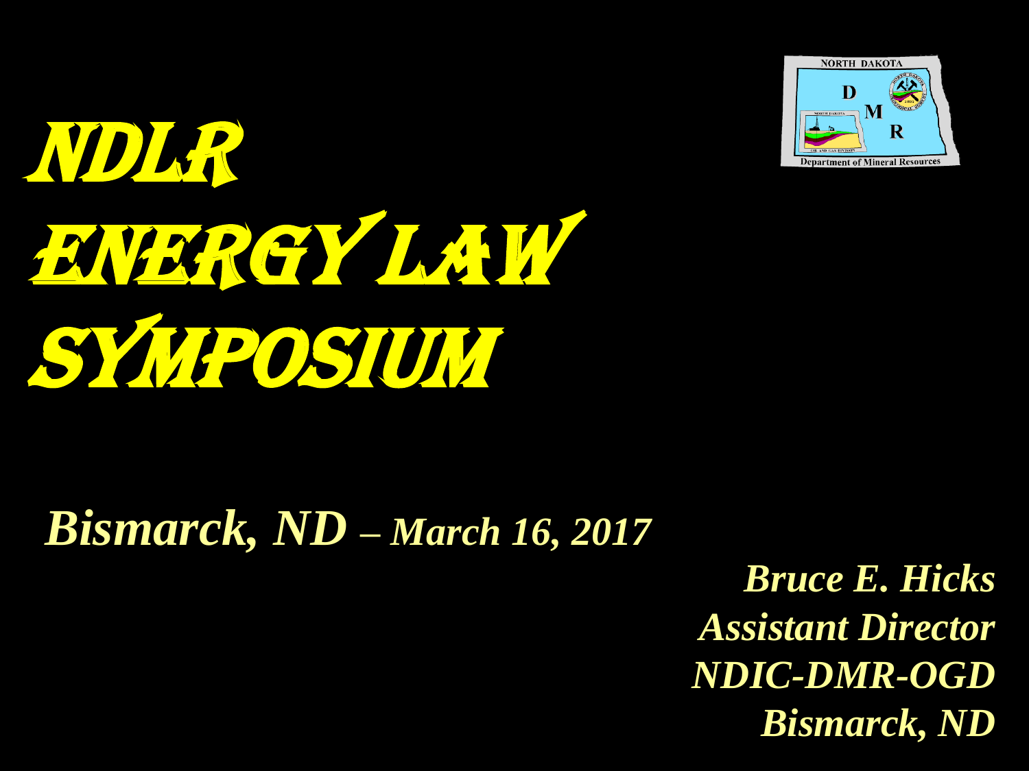# NDLR Energy Law Symposium

***Bismarck, ND – March 16, 2017***

***Bruce E. Hicks***
***Assistant Director***
***NDIC-DMR-OGD***
***Bismarck, ND***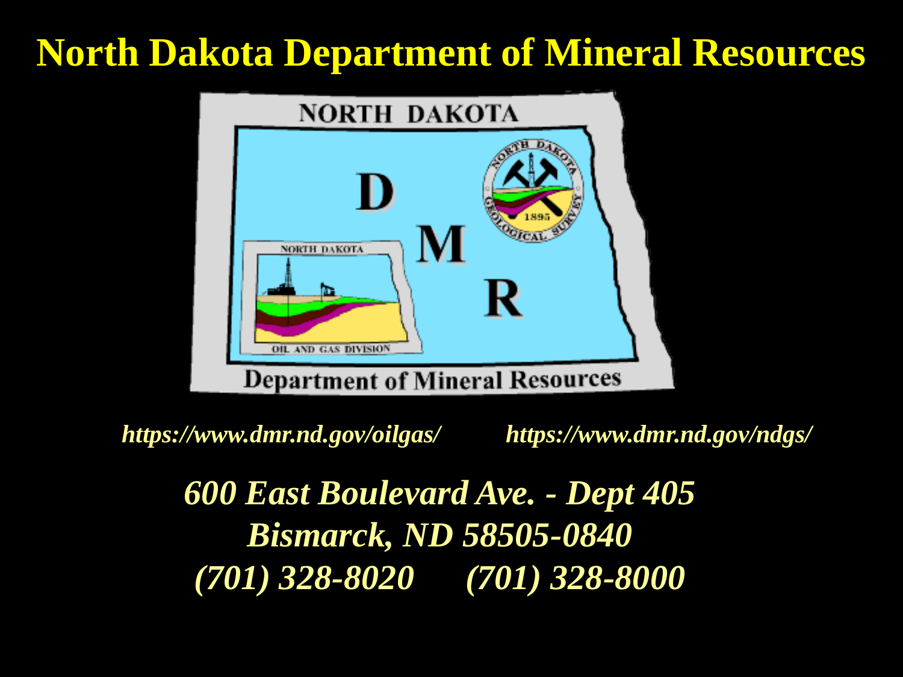# North Dakota Department of Mineral Resources

*https://www.dmr.nd.gov/oilgas/*     *https://www.dmr.nd.gov/ndgs/*

***600 East Boulevard Ave. - Dept 405***
***Bismarck, ND 58505-0840***
***(701) 328-8020     (701) 328-8000***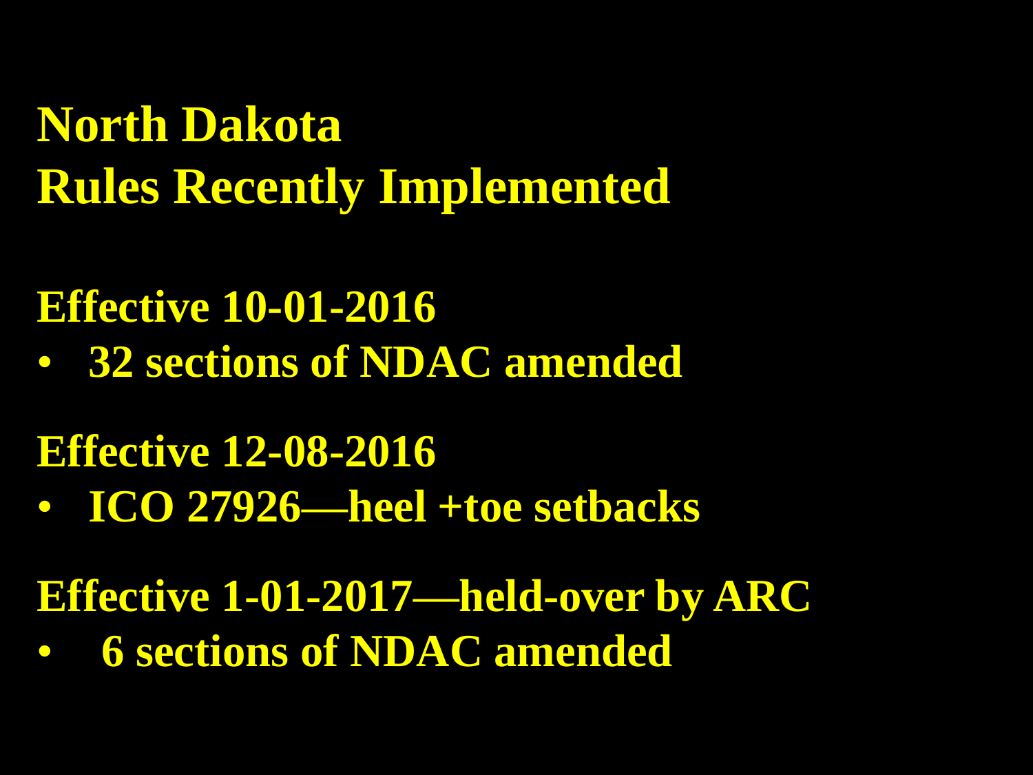# North Dakota
# Rules Recently Implemented

**Effective 10-01-2016**

- **32 sections of NDAC amended**

**Effective 12-08-2016**

- **ICO 27926—heel +toe setbacks**

**Effective 1-01-2017—held-over by ARC**

- **6 sections of NDAC amended**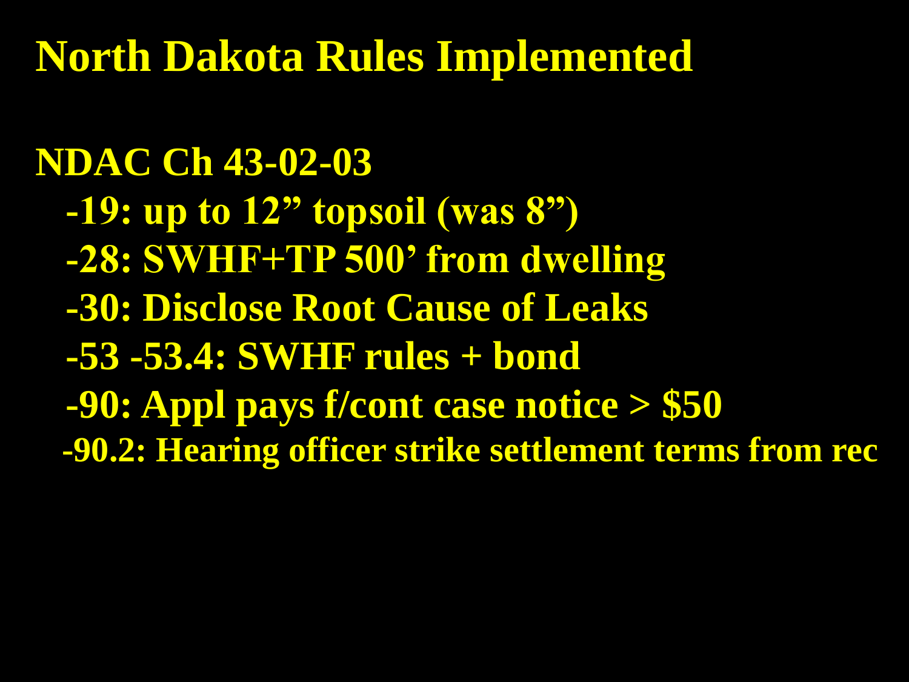# North Dakota Rules Implemented

**NDAC Ch 43-02-03**

- **-19: up to 12” topsoil (was 8”)**
- **-28: SWHF+TP 500’ from dwelling**
- **-30: Disclose Root Cause of Leaks**
- **-53 -53.4: SWHF rules + bond**
- **-90: Appl pays f/cont case notice > $50**
- **-90.2: Hearing officer strike settlement terms from rec**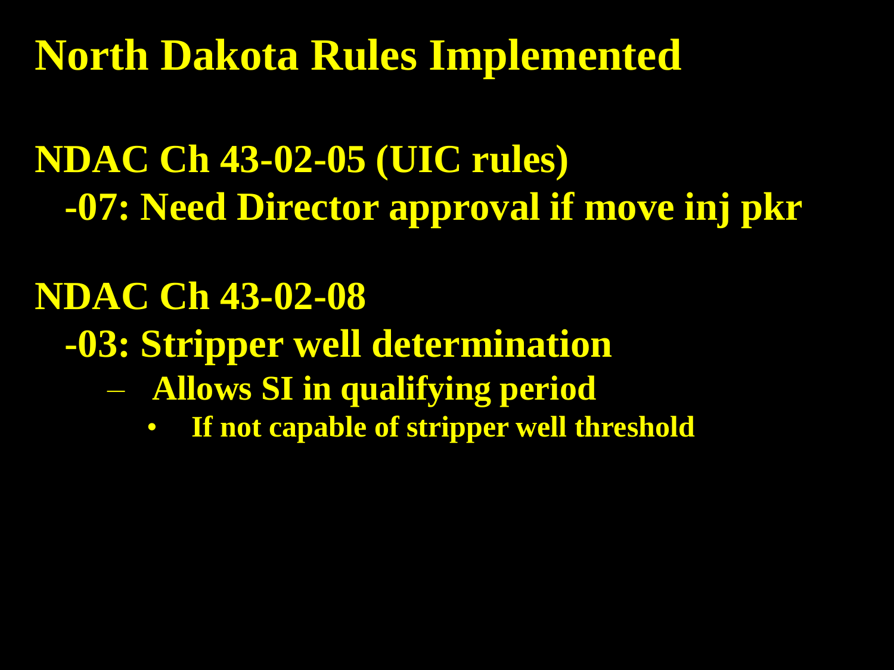# North Dakota Rules Implemented

**NDAC Ch 43-02-05 (UIC rules)**

**-07: Need Director approval if move inj pkr**

**NDAC Ch 43-02-08**

**-03: Stripper well determination**

- **Allows SI in qualifying period**
  - **If not capable of stripper well threshold**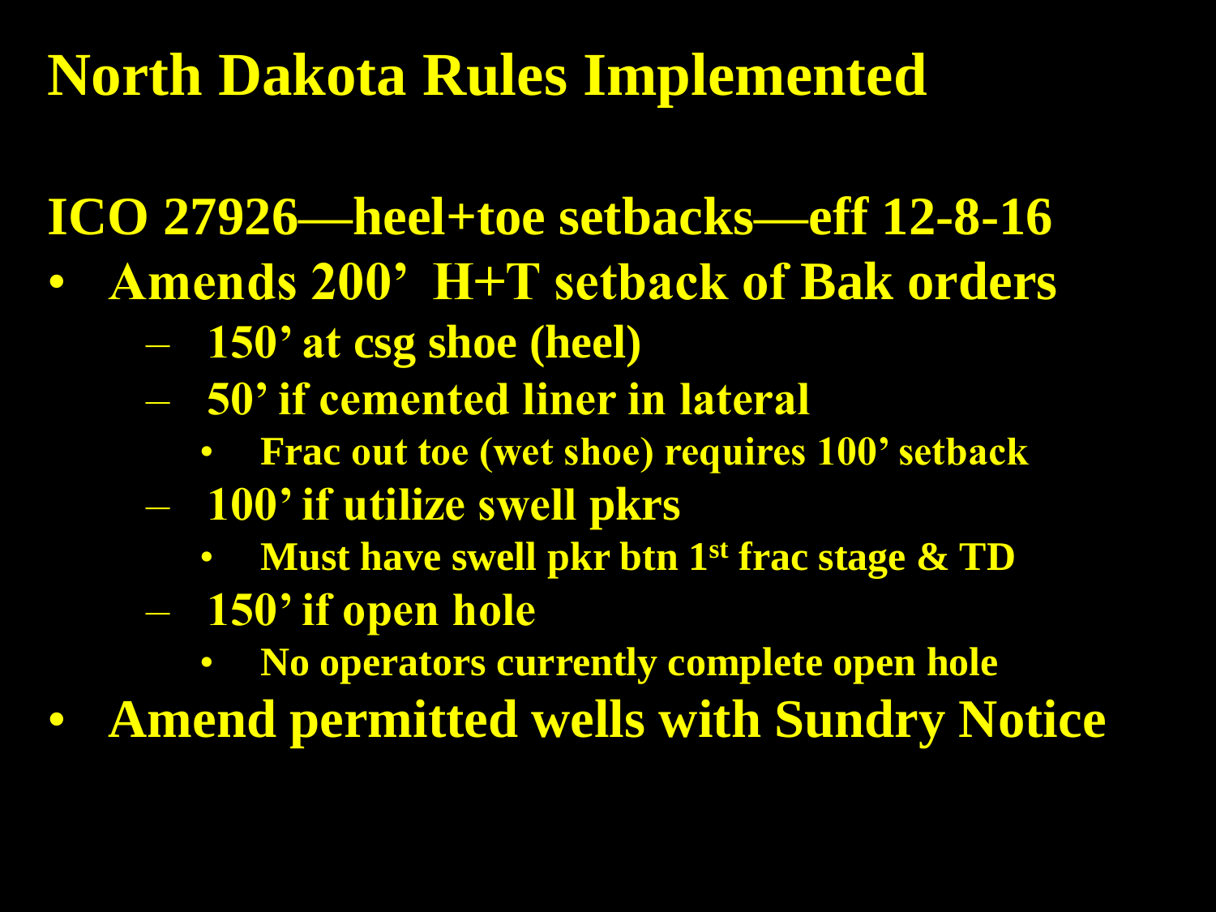# North Dakota Rules Implemented

## ICO 27926—heel+toe setbacks—eff 12-8-16

- Amends 200' H+T setback of Bak orders
  - 150' at csg shoe (heel)
  - 50' if cemented liner in lateral
    - Frac out toe (wet shoe) requires 100' setback
  - 100' if utilize swell pkrs
    - Must have swell pkr btn 1st frac stage & TD
  - 150' if open hole
    - No operators currently complete open hole
- Amend permitted wells with Sundry Notice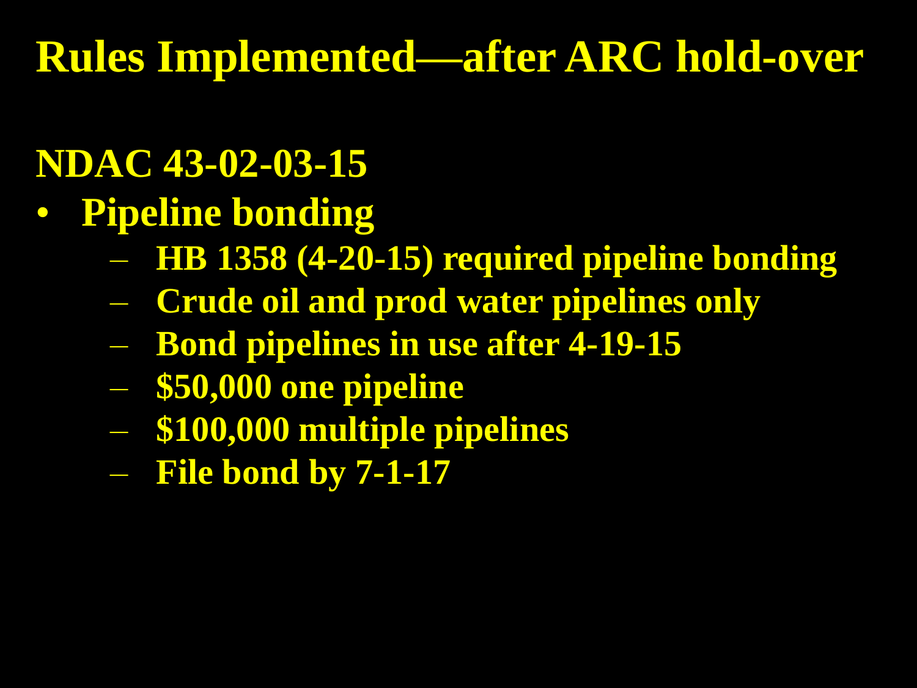# Rules Implemented—after ARC hold-over

## NDAC 43-02-03-15

- **Pipeline bonding**
  - HB 1358 (4-20-15) required pipeline bonding
  - Crude oil and prod water pipelines only
  - Bond pipelines in use after 4-19-15
  - $50,000 one pipeline
  - $100,000 multiple pipelines
  - File bond by 7-1-17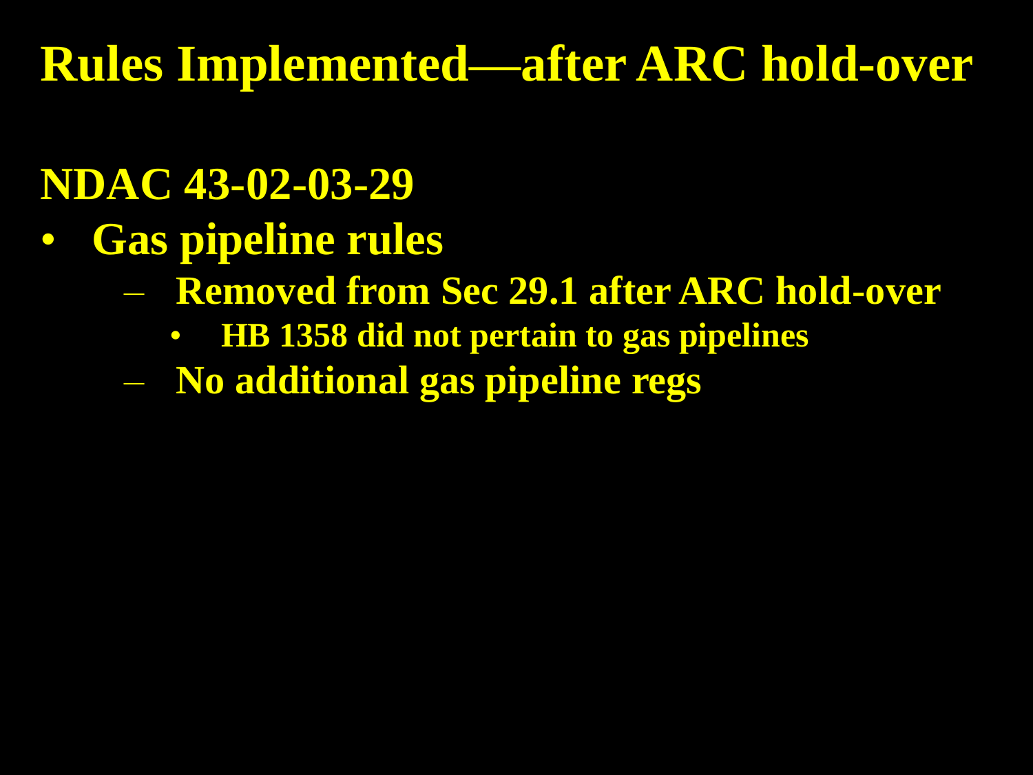# Rules Implemented—after ARC hold-over

## NDAC 43-02-03-29

- Gas pipeline rules
  - Removed from Sec 29.1 after ARC hold-over
    - HB 1358 did not pertain to gas pipelines
  - No additional gas pipeline regs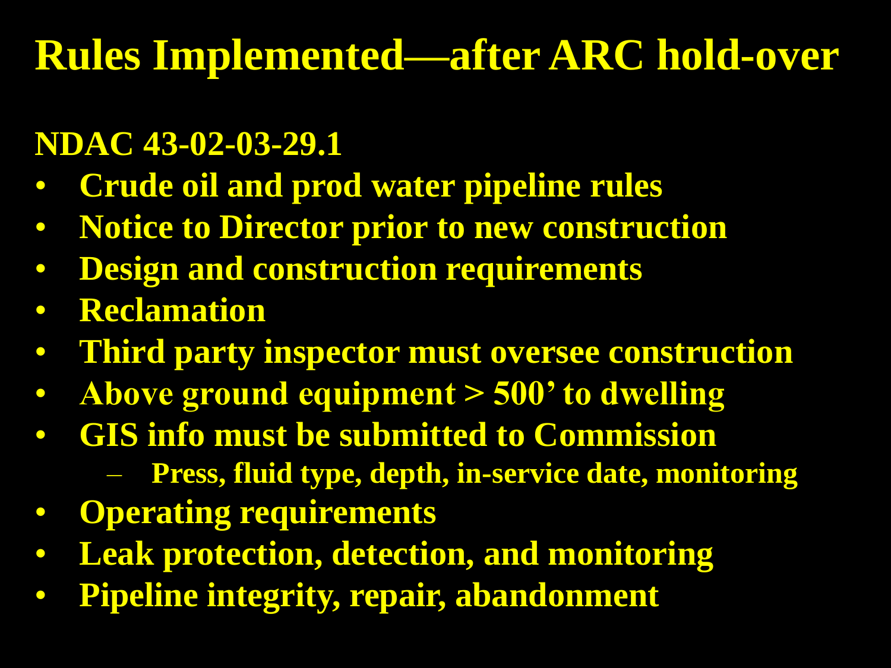# Rules Implemented—after ARC hold-over

**NDAC 43-02-03-29.1**

- **Crude oil and prod water pipeline rules**
- **Notice to Director prior to new construction**
- **Design and construction requirements**
- **Reclamation**
- **Third party inspector must oversee construction**
- **Above ground equipment > 500' to dwelling**
- **GIS info must be submitted to Commission**
  - **Press, fluid type, depth, in-service date, monitoring**
- **Operating requirements**
- **Leak protection, detection, and monitoring**
- **Pipeline integrity, repair, abandonment**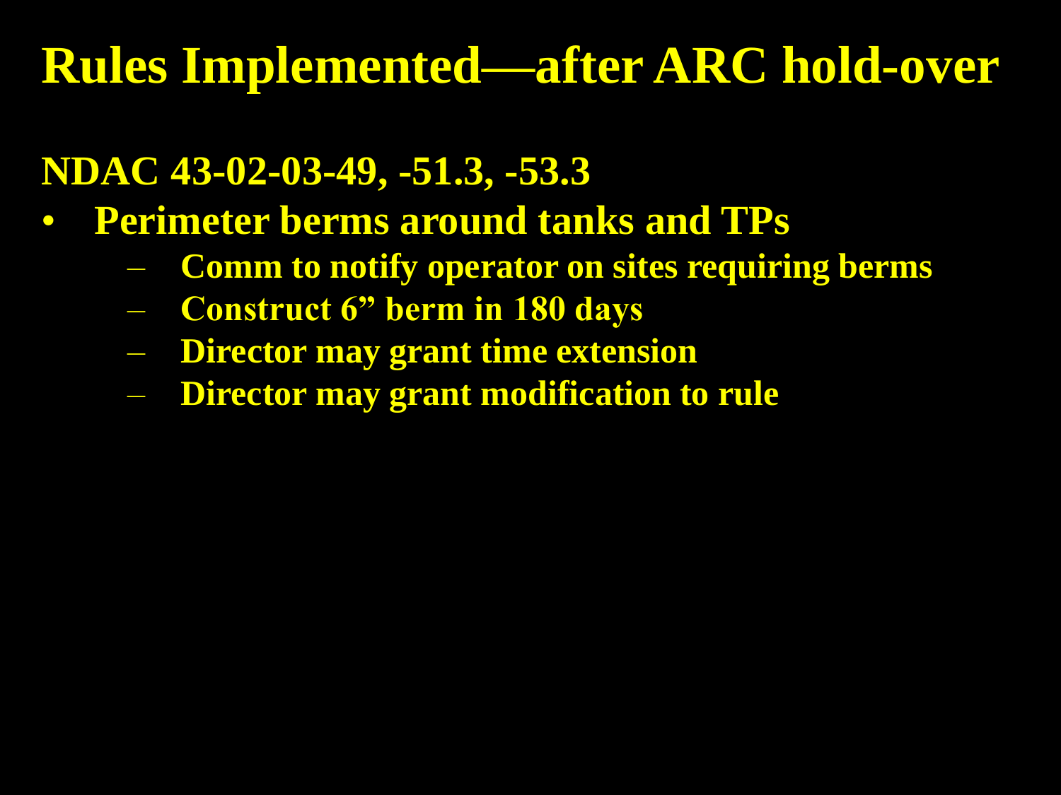# Rules Implemented—after ARC hold-over

**NDAC 43-02-03-49, -51.3, -53.3**

- **Perimeter berms around tanks and TPs**
  - **Comm to notify operator on sites requiring berms**
  - **Construct 6" berm in 180 days**
  - **Director may grant time extension**
  - **Director may grant modification to rule**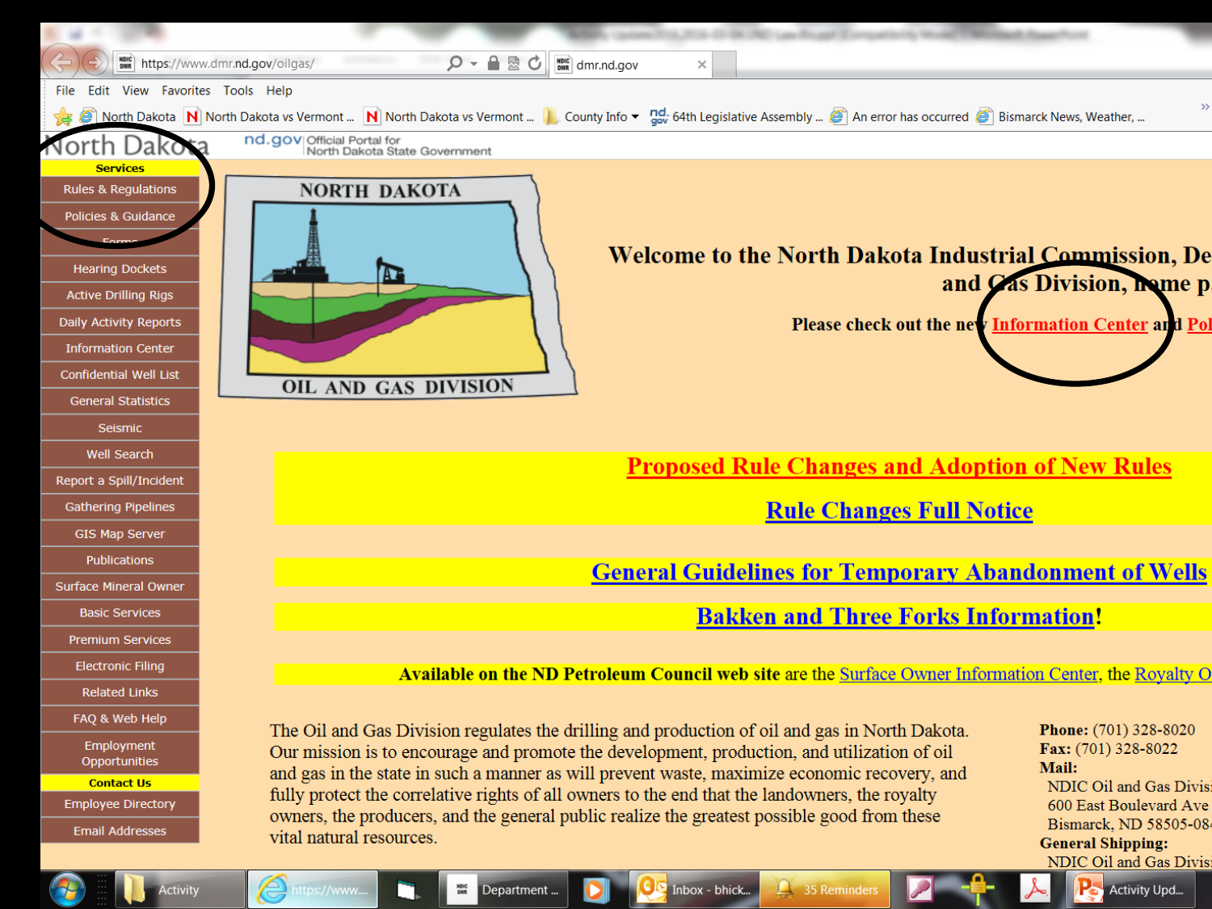https://www.dmr.nd.gov/oilgas/

North Dakota | Official Portal for North Dakota State Government

**Services**

- Rules & Regulations
- Policies & Guidance
- Forms
- Hearing Dockets
- Active Drilling Rigs
- Daily Activity Reports
- Information Center
- Confidential Well List
- General Statistics
- Seismic
- Well Search
- Report a Spill/Incident
- Gathering Pipelines
- GIS Map Server
- Publications
- Surface Mineral Owner
- Basic Services
- Premium Services
- Electronic Filing
- Related Links
- FAQ & Web Help
- Employment Opportunities

**Contact Us**

- Employee Directory
- Email Addresses

NORTH DAKOTA OIL AND GAS DIVISION

**Welcome to the North Dakota Industrial Commission, De... and Gas Division, home p...**

**Please check out the new Information Center and Pol...**

**Proposed Rule Changes and Adoption of New Rules**

**Rule Changes Full Notice**

**General Guidelines for Temporary Abandonment of Wells**

**Bakken and Three Forks Information!**

**Available on the ND Petroleum Council web site** are the Surface Owner Information Center, the Royalty O...

The Oil and Gas Division regulates the drilling and production of oil and gas in North Dakota. Our mission is to encourage and promote the development, production, and utilization of oil and gas in the state in such a manner as will prevent waste, maximize economic recovery, and fully protect the correlative rights of all owners to the end that the landowners, the royalty owners, the producers, and the general public realize the greatest possible good from these vital natural resources.

**Phone:** (701) 328-8020
**Fax:** (701) 328-8022
**Mail:**
NDIC Oil and Gas Divis...
600 East Boulevard Ave
Bismarck, ND 58505-08...
**General Shipping:**
NDIC Oil and Gas Divis...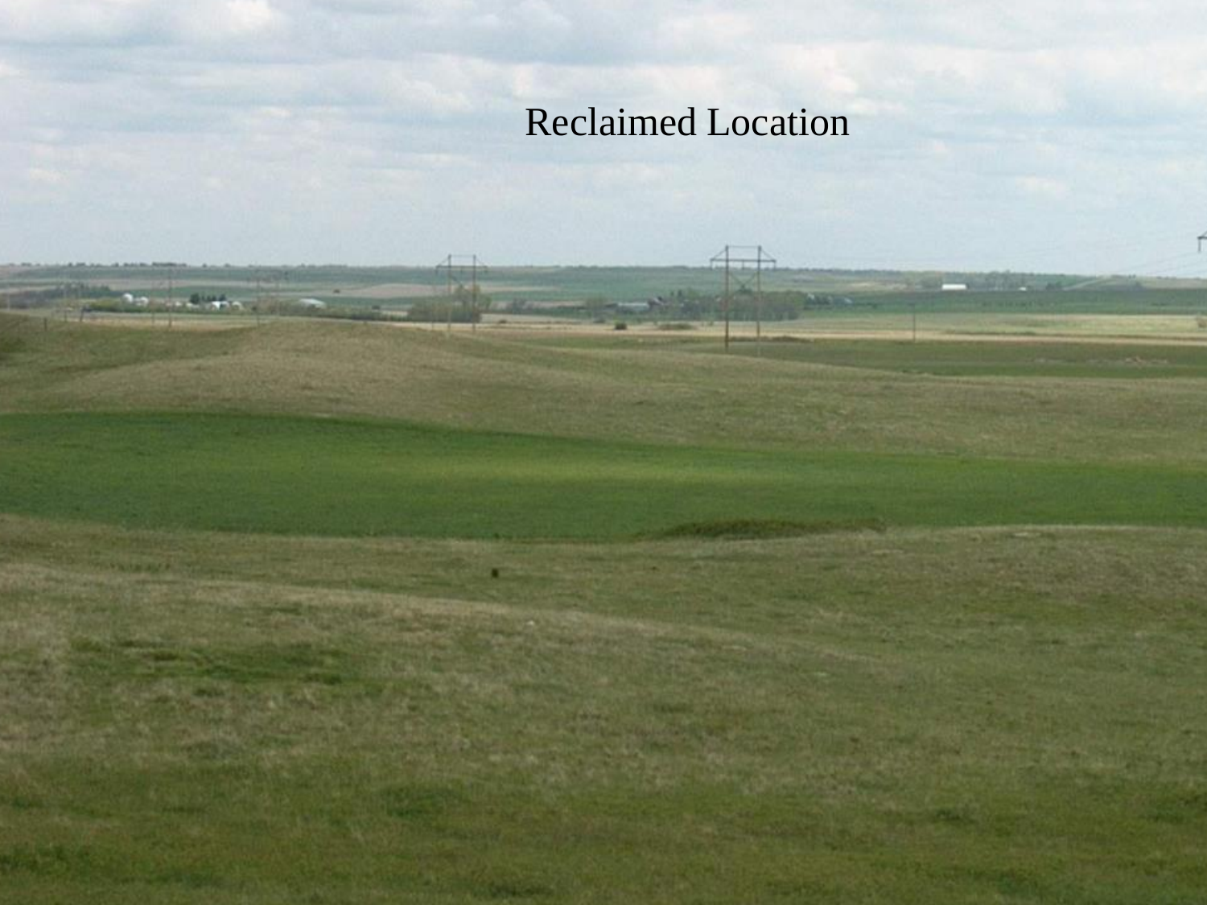Reclaimed Location